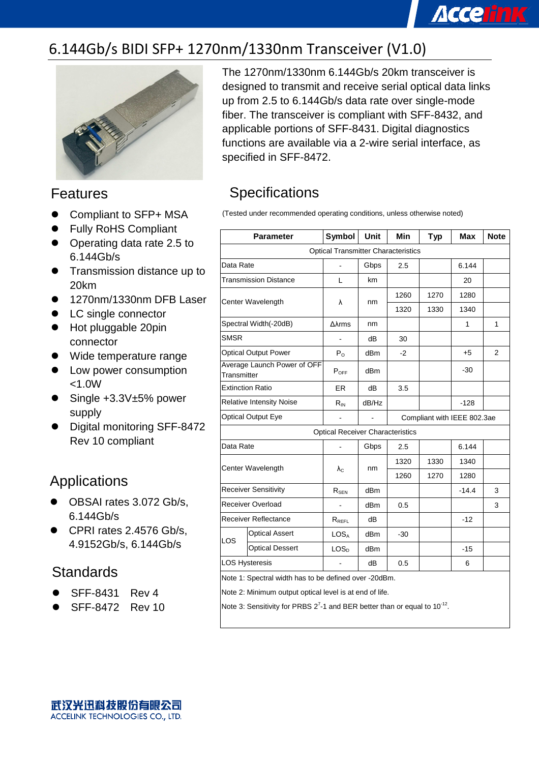# 6.144Gb/s BIDI SFP+ 1270nm/1330nm Transceiver (V1.0)

The 1270nm/1330nm 6.144Gb/s 20km transceiver is designed to transmit and receive serial optical data links up from 2.5 to 6.144Gb/s data rate over single-mode fiber. The transceiver is compliant with SFF-8432, and applicable portions of SFF-8431. Digital diagnostics functions are available via a 2-wire serial interface, as specified in SFF-8472.

## Features

- Compliant to SFP+ MSA
- Fully RoHS Compliant
- Operating data rate 2.5 to 6.144Gb/s
- Transmission distance up to 20km
- 1270nm/1330nm DFB Laser
- LC single connector
- Hot pluggable 20pin connector
- Wide temperature range
- Low power consumption <1.0W
- Single +3.3V±5% power supply
- Digital monitoring SFF-8472 Rev 10 compliant

## Applications

- OBSAI rates 3.072 Gb/s, 6.144Gb/s
- CPRI rates 2.4576 Gb/s, 4.9152Gb/s, 6.144Gb/s

## Standards

- SFF-8431 Rev 4
- SFF-8472 Rev 10

## Specifications

(Tested under recommended operating conditions, unless otherwise noted)

| Parameter | | Symbol | Unit | Min | Typ | Max | Note |
|---|---|---|---|---|---|---|---|
| Optical Transmitter Characteristics | | | | | | | |
| Data Rate | | - | Gbps | 2.5 | | 6.144 | |
| Transmission Distance | | L | km | | | 20 | |
| Center Wavelength | | λ | nm | 1260 | 1270 | 1280 | |
| | | | | 1320 | 1330 | 1340 | |
| Spectral Width(-20dB) | | Δλrms | nm | | | 1 | 1 |
| SMSR | | - | dB | 30 | | | |
| Optical Output Power | | $P_O$ | dBm | -2 | | +5 | 2 |
| Average Launch Power of OFF Transmitter | | $P_{OFF}$ | dBm | | | -30 | |
| Extinction Ratio | | ER | dB | 3.5 | | | |
| Relative Intensity Noise | | $R_{IN}$ | dB/Hz | | | -128 | |
| Optical Output Eye | | - | - | Compliant with IEEE 802.3ae | | | |
| Optical Receiver Characteristics | | | | | | | |
| Data Rate | | - | Gbps | 2.5 | | 6.144 | |
| Center Wavelength | | $\lambda_C$ | nm | 1320 | 1330 | 1340 | |
| | | | | 1260 | 1270 | 1280 | |
| Receiver Sensitivity | | $R_{SEN}$ | dBm | | | -14.4 | 3 |
| Receiver Overload | | - | dBm | 0.5 | | | 3 |
| Receiver Reflectance | | $R_{REFL}$ | dB | | | -12 | |
| LOS | Optical Assert | $LOS_A$ | dBm | -30 | | | |
| | Optical Dessert | $LOS_D$ | dBm | | | -15 | |
| LOS Hysteresis | | - | dB | 0.5 | | 6 | |

Note 1: Spectral width has to be defined over -20dBm.

Note 2: Minimum output optical level is at end of life.

Note 3: Sensitivity for PRBS $2^7$-1 and BER better than or equal to $10^{-12}$.

武汉光迅科技股份有限公司
ACCELINK TECHNOLOGIES CO., LTD.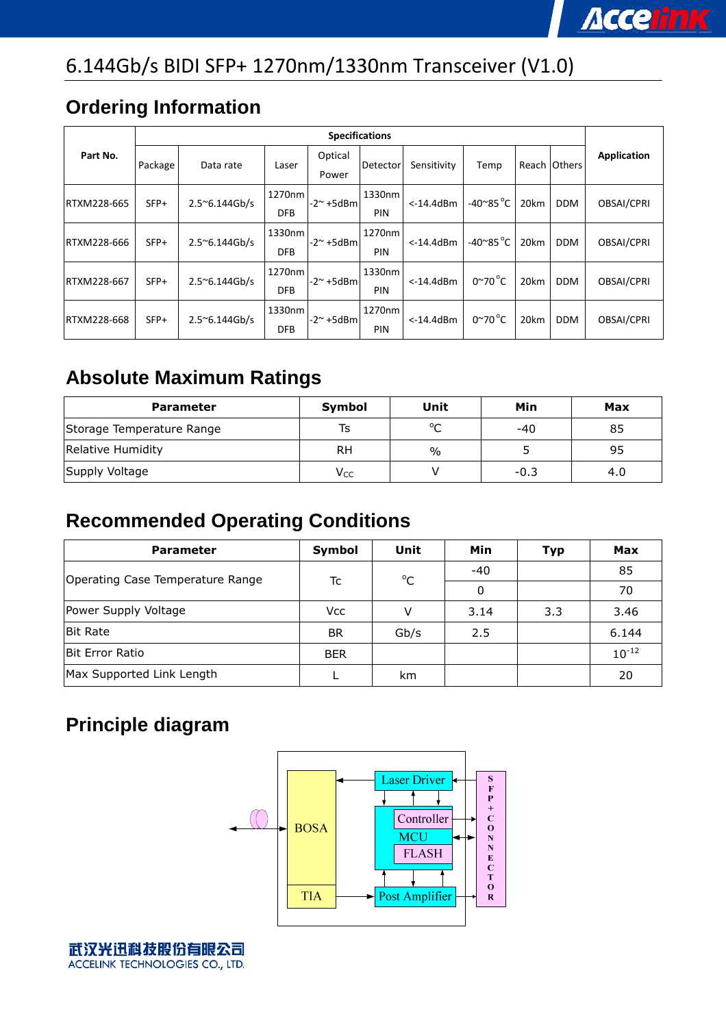# 6.144Gb/s BIDI SFP+ 1270nm/1330nm Transceiver (V1.0)

## Ordering Information

| Part No. | Specifications | | | | | | | | | Application |
|---|---|---|---|---|---|---|---|---|---|---|
| | Package | Data rate | Laser | Optical Power | Detector | Sensitivity | Temp | Reach | Others | |
| RTXM228-665 | SFP+ | 2.5~6.144Gb/s | 1270nm DFB | -2~ +5dBm | 1330nm PIN | <-14.4dBm | -40~85 °C | 20km | DDM | OBSAI/CPRI |
| RTXM228-666 | SFP+ | 2.5~6.144Gb/s | 1330nm DFB | -2~ +5dBm | 1270nm PIN | <-14.4dBm | -40~85 °C | 20km | DDM | OBSAI/CPRI |
| RTXM228-667 | SFP+ | 2.5~6.144Gb/s | 1270nm DFB | -2~ +5dBm | 1330nm PIN | <-14.4dBm | 0~70 °C | 20km | DDM | OBSAI/CPRI |
| RTXM228-668 | SFP+ | 2.5~6.144Gb/s | 1330nm DFB | -2~ +5dBm | 1270nm PIN | <-14.4dBm | 0~70 °C | 20km | DDM | OBSAI/CPRI |

## Absolute Maximum Ratings

| Parameter | Symbol | Unit | Min | Max |
|---|---|---|---|---|
| Storage Temperature Range | Ts | °C | -40 | 85 |
| Relative Humidity | RH | % | 5 | 95 |
| Supply Voltage | $V_{CC}$ | V | -0.3 | 4.0 |

## Recommended Operating Conditions

| Parameter | Symbol | Unit | Min | Typ | Max |
|---|---|---|---|---|---|
| Operating Case Temperature Range | Tc | °C | -40 | | 85 |
| | | | 0 | | 70 |
| Power Supply Voltage | Vcc | V | 3.14 | 3.3 | 3.46 |
| Bit Rate | BR | Gb/s | 2.5 | | 6.144 |
| Bit Error Ratio | BER | | | | $10^{-12}$ |
| Max Supported Link Length | L | km | | | 20 |

## Principle diagram

BOSA

TIA

Laser Driver

Controller

MCU

FLASH

Post Amplifier

SFP+ CONNECTOR

武汉光迅科技股份有限公司
ACCELINK TECHNOLOGIES CO., LTD.